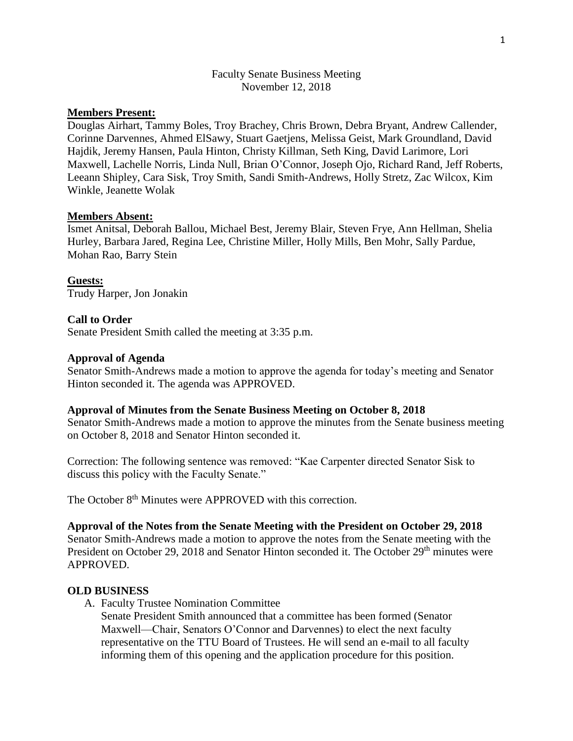Faculty Senate Business Meeting
November 12, 2018

**Members Present:**

Douglas Airhart, Tammy Boles, Troy Brachey, Chris Brown, Debra Bryant, Andrew Callender, Corinne Darvennes, Ahmed ElSawy, Stuart Gaetjens, Melissa Geist, Mark Groundland, David Hajdik, Jeremy Hansen, Paula Hinton, Christy Killman, Seth King, David Larimore, Lori Maxwell, Lachelle Norris, Linda Null, Brian O'Connor, Joseph Ojo, Richard Rand, Jeff Roberts, Leeann Shipley, Cara Sisk, Troy Smith, Sandi Smith-Andrews, Holly Stretz, Zac Wilcox, Kim Winkle, Jeanette Wolak

**Members Absent:**

Ismet Anitsal, Deborah Ballou, Michael Best, Jeremy Blair, Steven Frye, Ann Hellman, Shelia Hurley, Barbara Jared, Regina Lee, Christine Miller, Holly Mills, Ben Mohr, Sally Pardue, Mohan Rao, Barry Stein

**Guests:**

Trudy Harper, Jon Jonakin

**Call to Order**

Senate President Smith called the meeting at 3:35 p.m.

**Approval of Agenda**

Senator Smith-Andrews made a motion to approve the agenda for today's meeting and Senator Hinton seconded it. The agenda was APPROVED.

**Approval of Minutes from the Senate Business Meeting on October 8, 2018**

Senator Smith-Andrews made a motion to approve the minutes from the Senate business meeting on October 8, 2018 and Senator Hinton seconded it.

Correction: The following sentence was removed: "Kae Carpenter directed Senator Sisk to discuss this policy with the Faculty Senate."

The October 8th Minutes were APPROVED with this correction.

**Approval of the Notes from the Senate Meeting with the President on October 29, 2018**

Senator Smith-Andrews made a motion to approve the notes from the Senate meeting with the President on October 29, 2018 and Senator Hinton seconded it. The October 29th minutes were APPROVED.

**OLD BUSINESS**

A. Faculty Trustee Nomination Committee

   Senate President Smith announced that a committee has been formed (Senator Maxwell—Chair, Senators O'Connor and Darvennes) to elect the next faculty representative on the TTU Board of Trustees. He will send an e-mail to all faculty informing them of this opening and the application procedure for this position.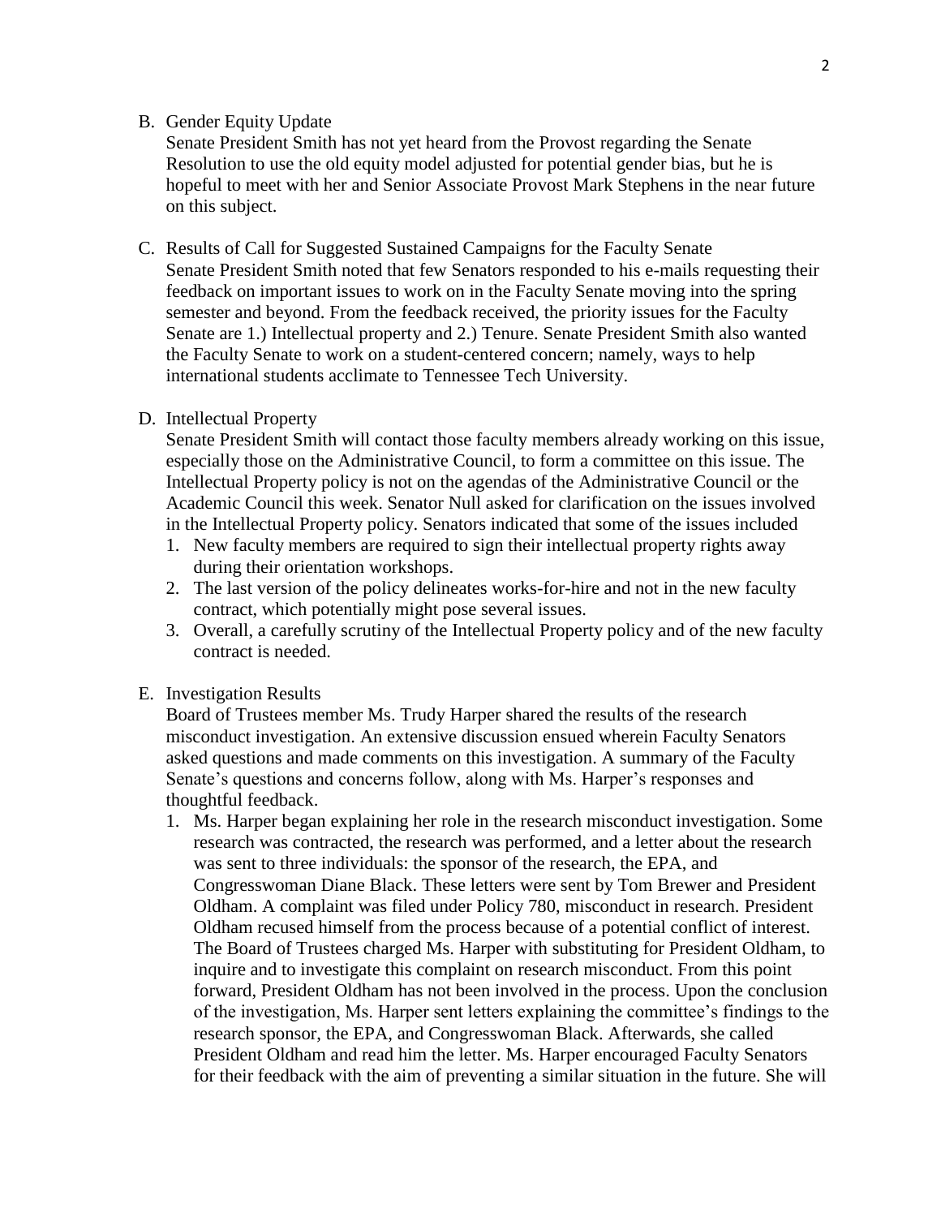B. Gender Equity Update

Senate President Smith has not yet heard from the Provost regarding the Senate Resolution to use the old equity model adjusted for potential gender bias, but he is hopeful to meet with her and Senior Associate Provost Mark Stephens in the near future on this subject.

C. Results of Call for Suggested Sustained Campaigns for the Faculty Senate

Senate President Smith noted that few Senators responded to his e-mails requesting their feedback on important issues to work on in the Faculty Senate moving into the spring semester and beyond. From the feedback received, the priority issues for the Faculty Senate are 1.) Intellectual property and 2.) Tenure. Senate President Smith also wanted the Faculty Senate to work on a student-centered concern; namely, ways to help international students acclimate to Tennessee Tech University.

D. Intellectual Property

Senate President Smith will contact those faculty members already working on this issue, especially those on the Administrative Council, to form a committee on this issue. The Intellectual Property policy is not on the agendas of the Administrative Council or the Academic Council this week. Senator Null asked for clarification on the issues involved in the Intellectual Property policy. Senators indicated that some of the issues included

1. New faculty members are required to sign their intellectual property rights away during their orientation workshops.
2. The last version of the policy delineates works-for-hire and not in the new faculty contract, which potentially might pose several issues.
3. Overall, a carefully scrutiny of the Intellectual Property policy and of the new faculty contract is needed.

E. Investigation Results

Board of Trustees member Ms. Trudy Harper shared the results of the research misconduct investigation. An extensive discussion ensued wherein Faculty Senators asked questions and made comments on this investigation. A summary of the Faculty Senate's questions and concerns follow, along with Ms. Harper's responses and thoughtful feedback.

1. Ms. Harper began explaining her role in the research misconduct investigation. Some research was contracted, the research was performed, and a letter about the research was sent to three individuals: the sponsor of the research, the EPA, and Congresswoman Diane Black. These letters were sent by Tom Brewer and President Oldham. A complaint was filed under Policy 780, misconduct in research. President Oldham recused himself from the process because of a potential conflict of interest. The Board of Trustees charged Ms. Harper with substituting for President Oldham, to inquire and to investigate this complaint on research misconduct. From this point forward, President Oldham has not been involved in the process. Upon the conclusion of the investigation, Ms. Harper sent letters explaining the committee's findings to the research sponsor, the EPA, and Congresswoman Black. Afterwards, she called President Oldham and read him the letter. Ms. Harper encouraged Faculty Senators for their feedback with the aim of preventing a similar situation in the future. She will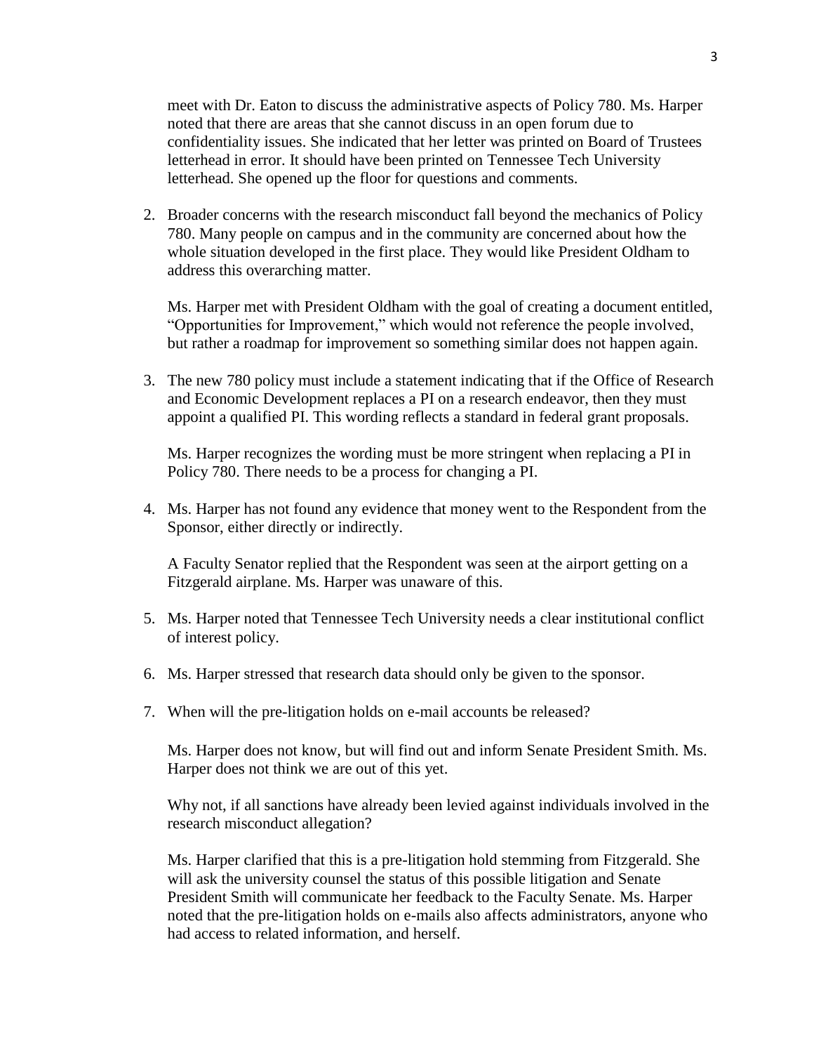meet with Dr. Eaton to discuss the administrative aspects of Policy 780. Ms. Harper noted that there are areas that she cannot discuss in an open forum due to confidentiality issues. She indicated that her letter was printed on Board of Trustees letterhead in error. It should have been printed on Tennessee Tech University letterhead. She opened up the floor for questions and comments.

2. Broader concerns with the research misconduct fall beyond the mechanics of Policy 780. Many people on campus and in the community are concerned about how the whole situation developed in the first place. They would like President Oldham to address this overarching matter.

   Ms. Harper met with President Oldham with the goal of creating a document entitled, "Opportunities for Improvement," which would not reference the people involved, but rather a roadmap for improvement so something similar does not happen again.

3. The new 780 policy must include a statement indicating that if the Office of Research and Economic Development replaces a PI on a research endeavor, then they must appoint a qualified PI. This wording reflects a standard in federal grant proposals.

   Ms. Harper recognizes the wording must be more stringent when replacing a PI in Policy 780. There needs to be a process for changing a PI.

4. Ms. Harper has not found any evidence that money went to the Respondent from the Sponsor, either directly or indirectly.

   A Faculty Senator replied that the Respondent was seen at the airport getting on a Fitzgerald airplane. Ms. Harper was unaware of this.

5. Ms. Harper noted that Tennessee Tech University needs a clear institutional conflict of interest policy.

6. Ms. Harper stressed that research data should only be given to the sponsor.

7. When will the pre-litigation holds on e-mail accounts be released?

   Ms. Harper does not know, but will find out and inform Senate President Smith. Ms. Harper does not think we are out of this yet.

   Why not, if all sanctions have already been levied against individuals involved in the research misconduct allegation?

   Ms. Harper clarified that this is a pre-litigation hold stemming from Fitzgerald. She will ask the university counsel the status of this possible litigation and Senate President Smith will communicate her feedback to the Faculty Senate. Ms. Harper noted that the pre-litigation holds on e-mails also affects administrators, anyone who had access to related information, and herself.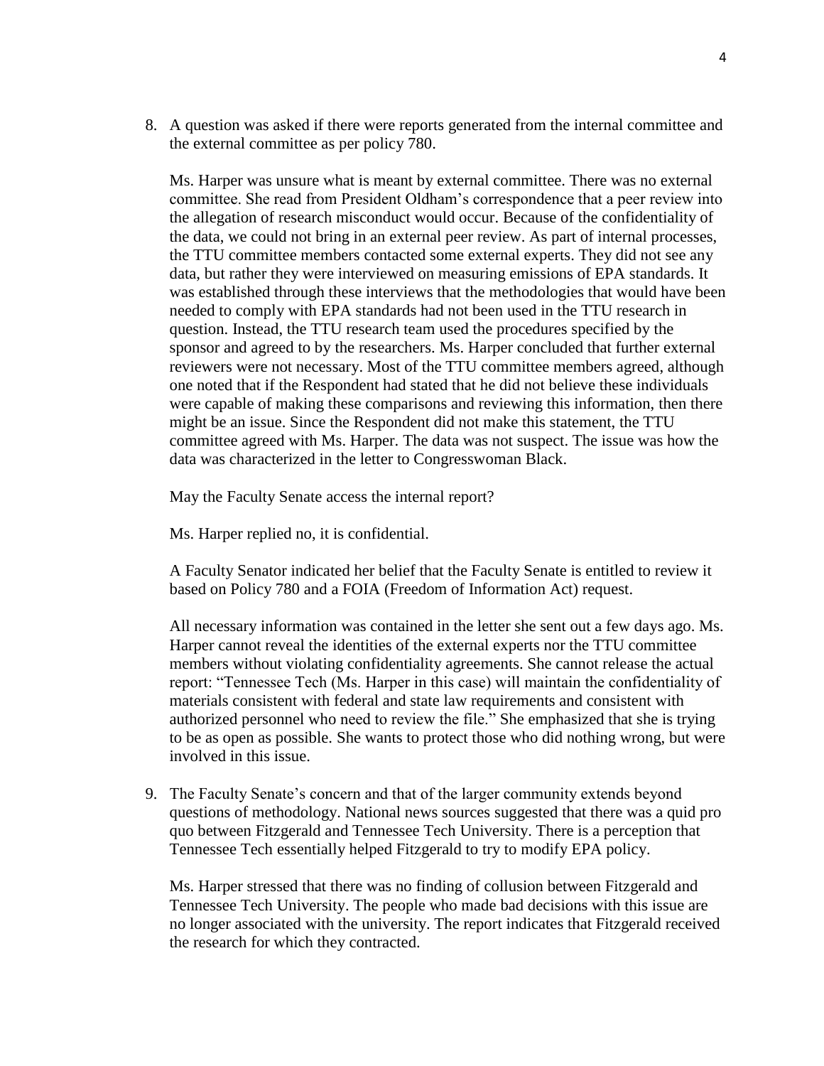8. A question was asked if there were reports generated from the internal committee and the external committee as per policy 780.

   Ms. Harper was unsure what is meant by external committee. There was no external committee. She read from President Oldham's correspondence that a peer review into the allegation of research misconduct would occur. Because of the confidentiality of the data, we could not bring in an external peer review. As part of internal processes, the TTU committee members contacted some external experts. They did not see any data, but rather they were interviewed on measuring emissions of EPA standards. It was established through these interviews that the methodologies that would have been needed to comply with EPA standards had not been used in the TTU research in question. Instead, the TTU research team used the procedures specified by the sponsor and agreed to by the researchers. Ms. Harper concluded that further external reviewers were not necessary. Most of the TTU committee members agreed, although one noted that if the Respondent had stated that he did not believe these individuals were capable of making these comparisons and reviewing this information, then there might be an issue. Since the Respondent did not make this statement, the TTU committee agreed with Ms. Harper. The data was not suspect. The issue was how the data was characterized in the letter to Congresswoman Black.

   May the Faculty Senate access the internal report?

   Ms. Harper replied no, it is confidential.

   A Faculty Senator indicated her belief that the Faculty Senate is entitled to review it based on Policy 780 and a FOIA (Freedom of Information Act) request.

   All necessary information was contained in the letter she sent out a few days ago. Ms. Harper cannot reveal the identities of the external experts nor the TTU committee members without violating confidentiality agreements. She cannot release the actual report: "Tennessee Tech (Ms. Harper in this case) will maintain the confidentiality of materials consistent with federal and state law requirements and consistent with authorized personnel who need to review the file." She emphasized that she is trying to be as open as possible. She wants to protect those who did nothing wrong, but were involved in this issue.

9. The Faculty Senate's concern and that of the larger community extends beyond questions of methodology. National news sources suggested that there was a quid pro quo between Fitzgerald and Tennessee Tech University. There is a perception that Tennessee Tech essentially helped Fitzgerald to try to modify EPA policy.

   Ms. Harper stressed that there was no finding of collusion between Fitzgerald and Tennessee Tech University. The people who made bad decisions with this issue are no longer associated with the university. The report indicates that Fitzgerald received the research for which they contracted.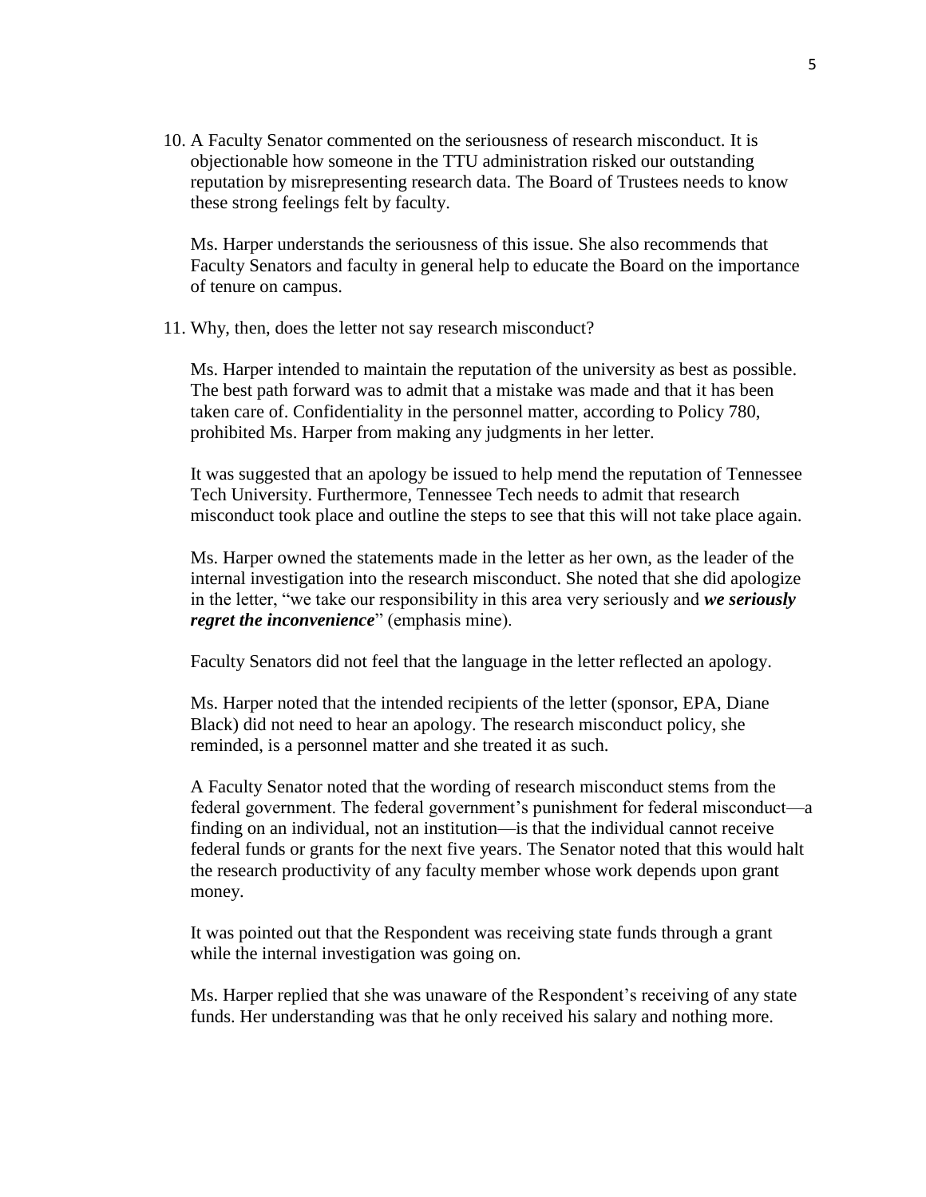10. A Faculty Senator commented on the seriousness of research misconduct. It is objectionable how someone in the TTU administration risked our outstanding reputation by misrepresenting research data. The Board of Trustees needs to know these strong feelings felt by faculty.

    Ms. Harper understands the seriousness of this issue. She also recommends that Faculty Senators and faculty in general help to educate the Board on the importance of tenure on campus.

11. Why, then, does the letter not say research misconduct?

    Ms. Harper intended to maintain the reputation of the university as best as possible. The best path forward was to admit that a mistake was made and that it has been taken care of. Confidentiality in the personnel matter, according to Policy 780, prohibited Ms. Harper from making any judgments in her letter.

    It was suggested that an apology be issued to help mend the reputation of Tennessee Tech University. Furthermore, Tennessee Tech needs to admit that research misconduct took place and outline the steps to see that this will not take place again.

    Ms. Harper owned the statements made in the letter as her own, as the leader of the internal investigation into the research misconduct. She noted that she did apologize in the letter, "we take our responsibility in this area very seriously and ***we seriously regret the inconvenience***" (emphasis mine).

    Faculty Senators did not feel that the language in the letter reflected an apology.

    Ms. Harper noted that the intended recipients of the letter (sponsor, EPA, Diane Black) did not need to hear an apology. The research misconduct policy, she reminded, is a personnel matter and she treated it as such.

    A Faculty Senator noted that the wording of research misconduct stems from the federal government. The federal government's punishment for federal misconduct—a finding on an individual, not an institution—is that the individual cannot receive federal funds or grants for the next five years. The Senator noted that this would halt the research productivity of any faculty member whose work depends upon grant money.

    It was pointed out that the Respondent was receiving state funds through a grant while the internal investigation was going on.

    Ms. Harper replied that she was unaware of the Respondent's receiving of any state funds. Her understanding was that he only received his salary and nothing more.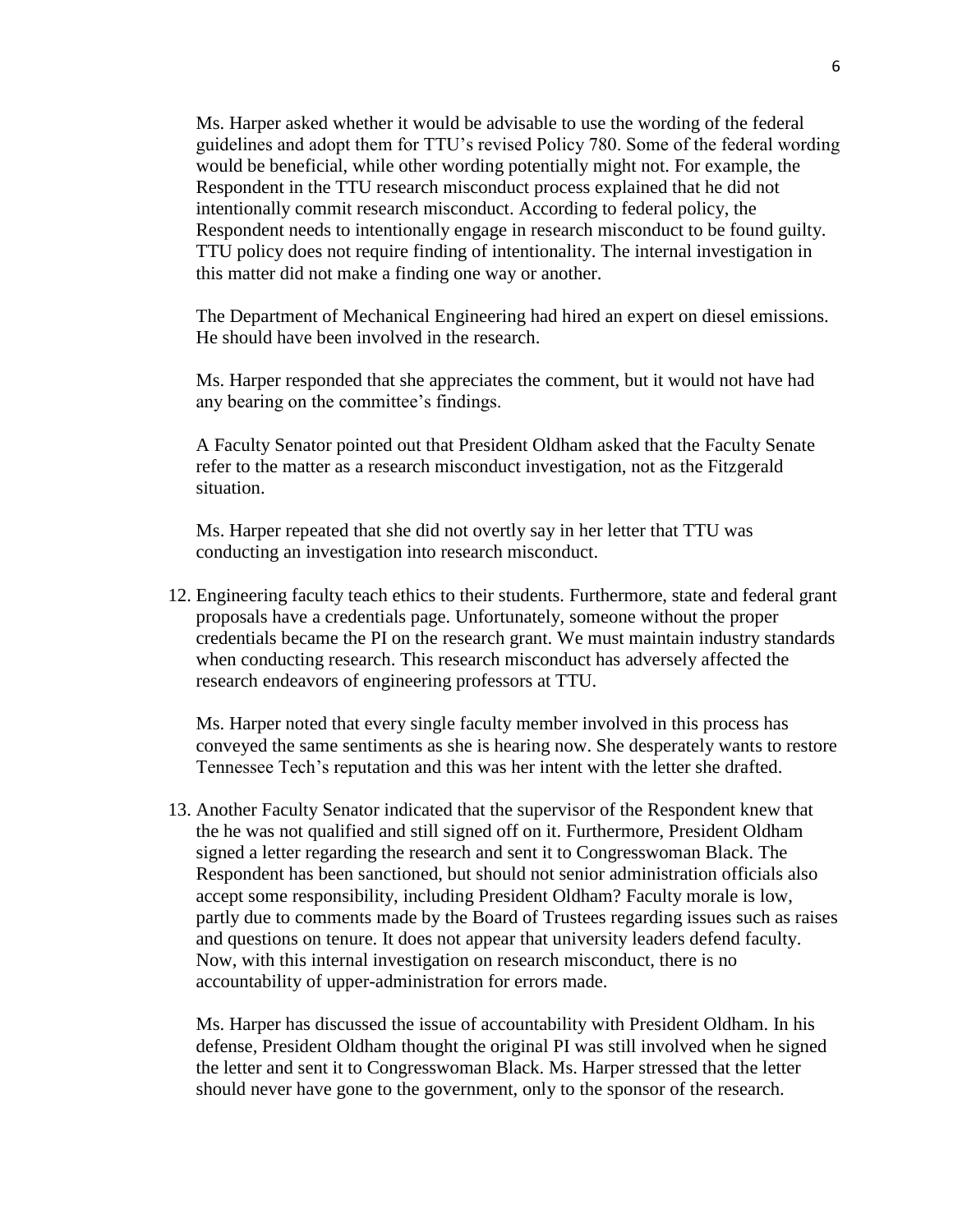Ms. Harper asked whether it would be advisable to use the wording of the federal guidelines and adopt them for TTU's revised Policy 780. Some of the federal wording would be beneficial, while other wording potentially might not. For example, the Respondent in the TTU research misconduct process explained that he did not intentionally commit research misconduct. According to federal policy, the Respondent needs to intentionally engage in research misconduct to be found guilty. TTU policy does not require finding of intentionality. The internal investigation in this matter did not make a finding one way or another.

The Department of Mechanical Engineering had hired an expert on diesel emissions. He should have been involved in the research.

Ms. Harper responded that she appreciates the comment, but it would not have had any bearing on the committee's findings.

A Faculty Senator pointed out that President Oldham asked that the Faculty Senate refer to the matter as a research misconduct investigation, not as the Fitzgerald situation.

Ms. Harper repeated that she did not overtly say in her letter that TTU was conducting an investigation into research misconduct.

12. Engineering faculty teach ethics to their students. Furthermore, state and federal grant proposals have a credentials page. Unfortunately, someone without the proper credentials became the PI on the research grant. We must maintain industry standards when conducting research. This research misconduct has adversely affected the research endeavors of engineering professors at TTU.

    Ms. Harper noted that every single faculty member involved in this process has conveyed the same sentiments as she is hearing now. She desperately wants to restore Tennessee Tech's reputation and this was her intent with the letter she drafted.

13. Another Faculty Senator indicated that the supervisor of the Respondent knew that the he was not qualified and still signed off on it. Furthermore, President Oldham signed a letter regarding the research and sent it to Congresswoman Black. The Respondent has been sanctioned, but should not senior administration officials also accept some responsibility, including President Oldham? Faculty morale is low, partly due to comments made by the Board of Trustees regarding issues such as raises and questions on tenure. It does not appear that university leaders defend faculty. Now, with this internal investigation on research misconduct, there is no accountability of upper-administration for errors made.

    Ms. Harper has discussed the issue of accountability with President Oldham. In his defense, President Oldham thought the original PI was still involved when he signed the letter and sent it to Congresswoman Black. Ms. Harper stressed that the letter should never have gone to the government, only to the sponsor of the research.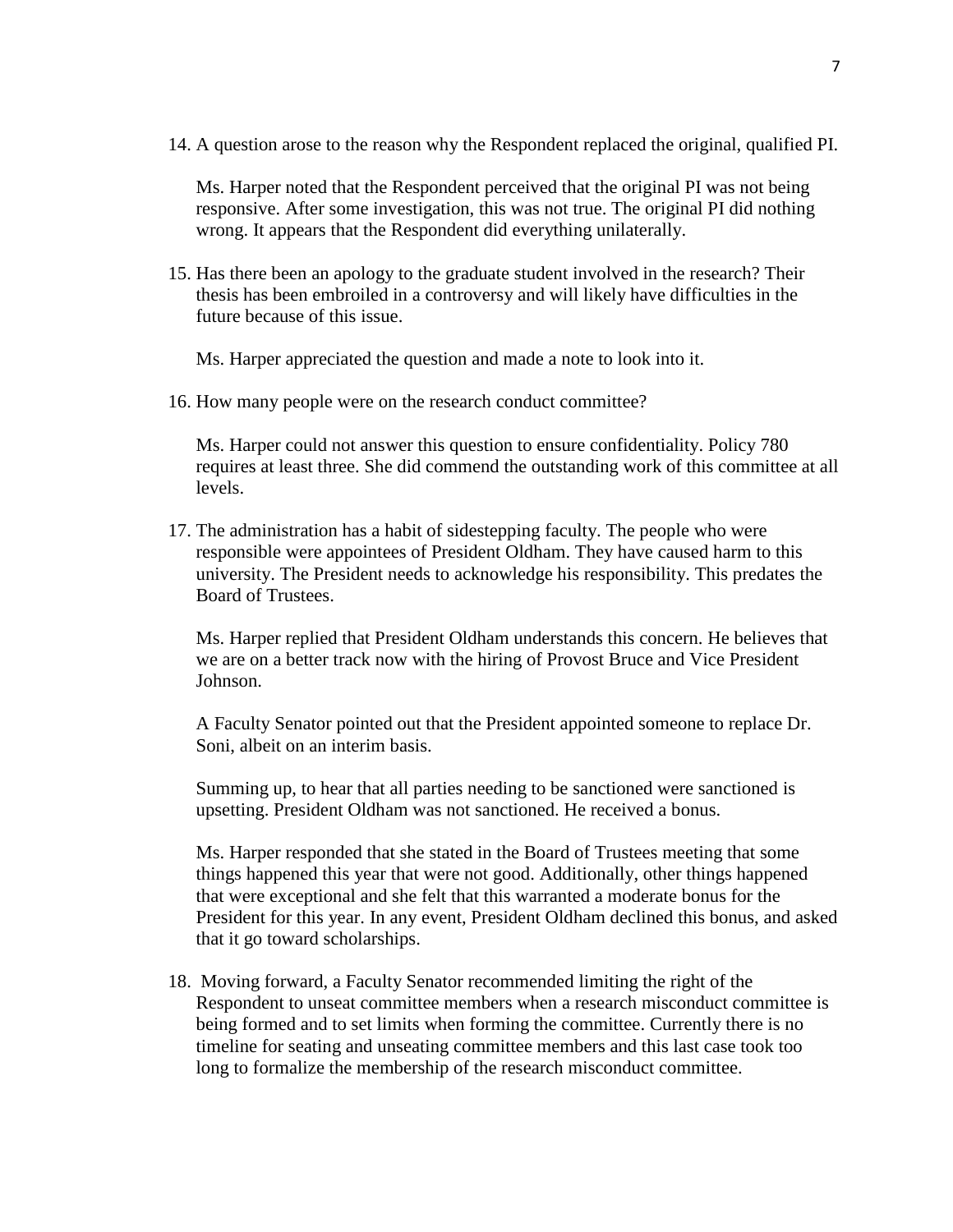14. A question arose to the reason why the Respondent replaced the original, qualified PI.

    Ms. Harper noted that the Respondent perceived that the original PI was not being responsive. After some investigation, this was not true. The original PI did nothing wrong. It appears that the Respondent did everything unilaterally.

15. Has there been an apology to the graduate student involved in the research? Their thesis has been embroiled in a controversy and will likely have difficulties in the future because of this issue.

    Ms. Harper appreciated the question and made a note to look into it.

16. How many people were on the research conduct committee?

    Ms. Harper could not answer this question to ensure confidentiality. Policy 780 requires at least three. She did commend the outstanding work of this committee at all levels.

17. The administration has a habit of sidestepping faculty. The people who were responsible were appointees of President Oldham. They have caused harm to this university. The President needs to acknowledge his responsibility. This predates the Board of Trustees.

    Ms. Harper replied that President Oldham understands this concern. He believes that we are on a better track now with the hiring of Provost Bruce and Vice President Johnson.

    A Faculty Senator pointed out that the President appointed someone to replace Dr. Soni, albeit on an interim basis.

    Summing up, to hear that all parties needing to be sanctioned were sanctioned is upsetting. President Oldham was not sanctioned. He received a bonus.

    Ms. Harper responded that she stated in the Board of Trustees meeting that some things happened this year that were not good. Additionally, other things happened that were exceptional and she felt that this warranted a moderate bonus for the President for this year. In any event, President Oldham declined this bonus, and asked that it go toward scholarships.

18. Moving forward, a Faculty Senator recommended limiting the right of the Respondent to unseat committee members when a research misconduct committee is being formed and to set limits when forming the committee. Currently there is no timeline for seating and unseating committee members and this last case took too long to formalize the membership of the research misconduct committee.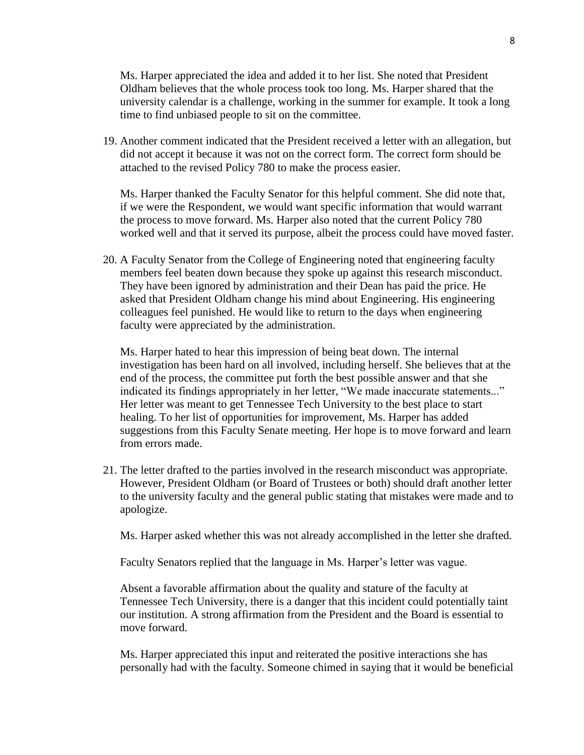Ms. Harper appreciated the idea and added it to her list. She noted that President Oldham believes that the whole process took too long. Ms. Harper shared that the university calendar is a challenge, working in the summer for example. It took a long time to find unbiased people to sit on the committee.

19. Another comment indicated that the President received a letter with an allegation, but did not accept it because it was not on the correct form. The correct form should be attached to the revised Policy 780 to make the process easier.

    Ms. Harper thanked the Faculty Senator for this helpful comment. She did note that, if we were the Respondent, we would want specific information that would warrant the process to move forward. Ms. Harper also noted that the current Policy 780 worked well and that it served its purpose, albeit the process could have moved faster.

20. A Faculty Senator from the College of Engineering noted that engineering faculty members feel beaten down because they spoke up against this research misconduct. They have been ignored by administration and their Dean has paid the price. He asked that President Oldham change his mind about Engineering. His engineering colleagues feel punished. He would like to return to the days when engineering faculty were appreciated by the administration.

    Ms. Harper hated to hear this impression of being beat down. The internal investigation has been hard on all involved, including herself. She believes that at the end of the process, the committee put forth the best possible answer and that she indicated its findings appropriately in her letter, "We made inaccurate statements..." Her letter was meant to get Tennessee Tech University to the best place to start healing. To her list of opportunities for improvement, Ms. Harper has added suggestions from this Faculty Senate meeting. Her hope is to move forward and learn from errors made.

21. The letter drafted to the parties involved in the research misconduct was appropriate. However, President Oldham (or Board of Trustees or both) should draft another letter to the university faculty and the general public stating that mistakes were made and to apologize.

    Ms. Harper asked whether this was not already accomplished in the letter she drafted.

    Faculty Senators replied that the language in Ms. Harper's letter was vague.

    Absent a favorable affirmation about the quality and stature of the faculty at Tennessee Tech University, there is a danger that this incident could potentially taint our institution. A strong affirmation from the President and the Board is essential to move forward.

    Ms. Harper appreciated this input and reiterated the positive interactions she has personally had with the faculty. Someone chimed in saying that it would be beneficial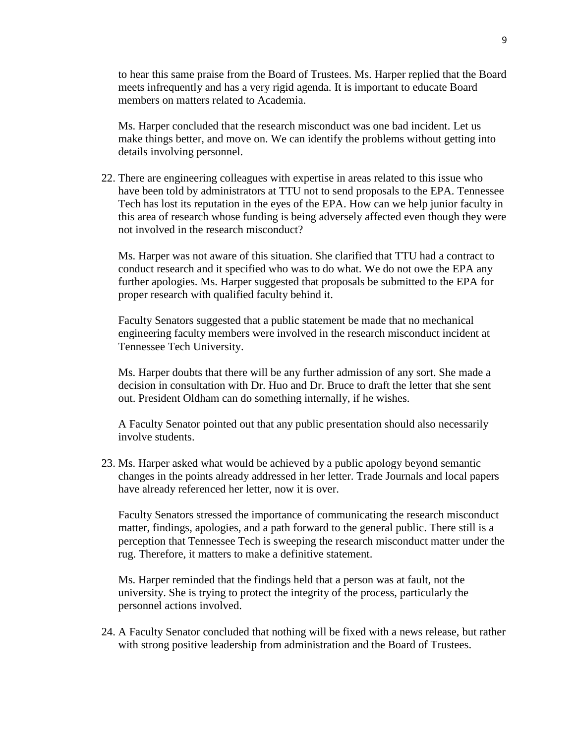to hear this same praise from the Board of Trustees. Ms. Harper replied that the Board meets infrequently and has a very rigid agenda. It is important to educate Board members on matters related to Academia.

Ms. Harper concluded that the research misconduct was one bad incident. Let us make things better, and move on. We can identify the problems without getting into details involving personnel.

22. There are engineering colleagues with expertise in areas related to this issue who have been told by administrators at TTU not to send proposals to the EPA. Tennessee Tech has lost its reputation in the eyes of the EPA. How can we help junior faculty in this area of research whose funding is being adversely affected even though they were not involved in the research misconduct?

    Ms. Harper was not aware of this situation. She clarified that TTU had a contract to conduct research and it specified who was to do what. We do not owe the EPA any further apologies. Ms. Harper suggested that proposals be submitted to the EPA for proper research with qualified faculty behind it.

    Faculty Senators suggested that a public statement be made that no mechanical engineering faculty members were involved in the research misconduct incident at Tennessee Tech University.

    Ms. Harper doubts that there will be any further admission of any sort. She made a decision in consultation with Dr. Huo and Dr. Bruce to draft the letter that she sent out. President Oldham can do something internally, if he wishes.

    A Faculty Senator pointed out that any public presentation should also necessarily involve students.

23. Ms. Harper asked what would be achieved by a public apology beyond semantic changes in the points already addressed in her letter. Trade Journals and local papers have already referenced her letter, now it is over.

    Faculty Senators stressed the importance of communicating the research misconduct matter, findings, apologies, and a path forward to the general public. There still is a perception that Tennessee Tech is sweeping the research misconduct matter under the rug. Therefore, it matters to make a definitive statement.

    Ms. Harper reminded that the findings held that a person was at fault, not the university. She is trying to protect the integrity of the process, particularly the personnel actions involved.

24. A Faculty Senator concluded that nothing will be fixed with a news release, but rather with strong positive leadership from administration and the Board of Trustees.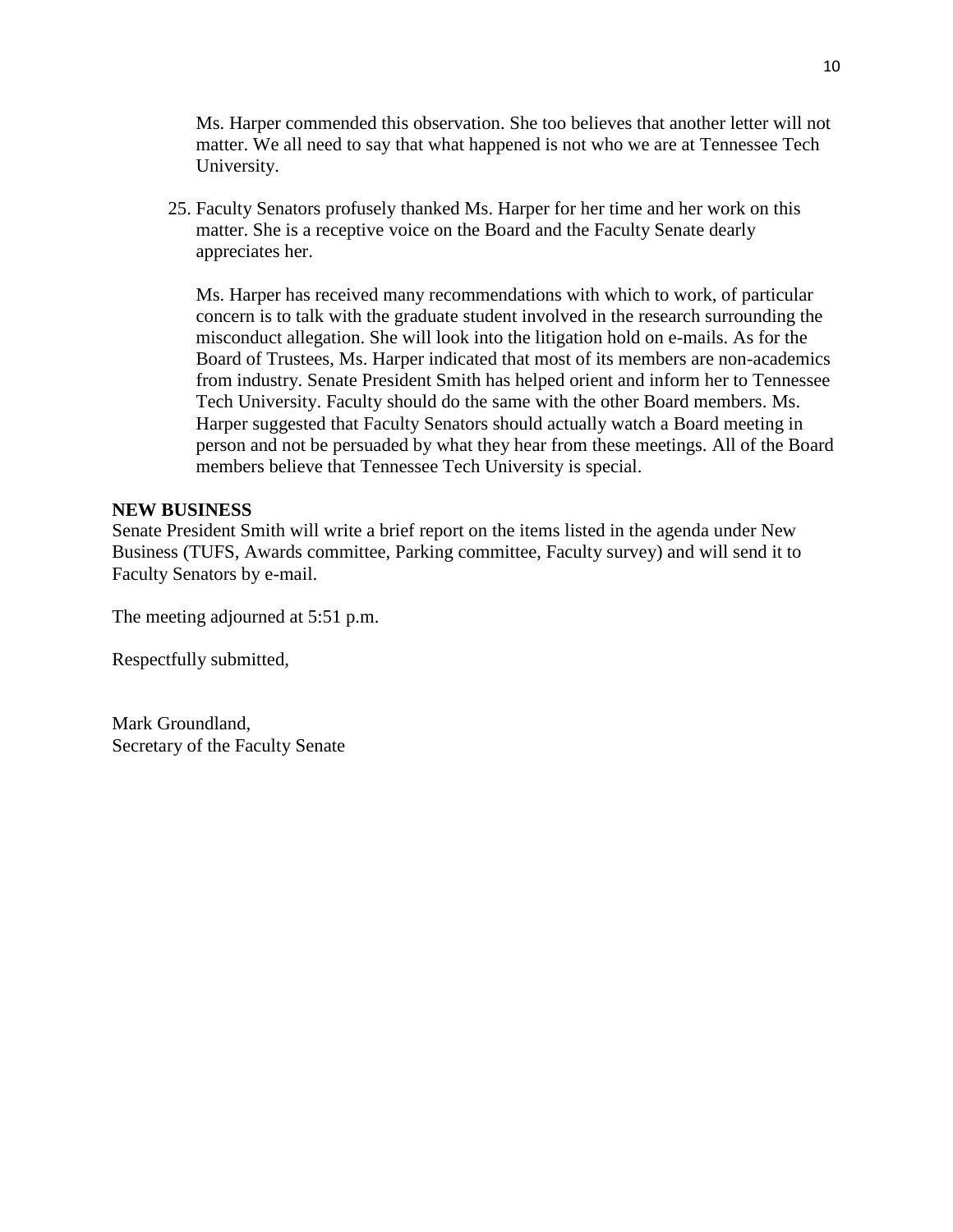Ms. Harper commended this observation. She too believes that another letter will not matter. We all need to say that what happened is not who we are at Tennessee Tech University.

25. Faculty Senators profusely thanked Ms. Harper for her time and her work on this matter. She is a receptive voice on the Board and the Faculty Senate dearly appreciates her.

    Ms. Harper has received many recommendations with which to work, of particular concern is to talk with the graduate student involved in the research surrounding the misconduct allegation. She will look into the litigation hold on e-mails. As for the Board of Trustees, Ms. Harper indicated that most of its members are non-academics from industry. Senate President Smith has helped orient and inform her to Tennessee Tech University. Faculty should do the same with the other Board members. Ms. Harper suggested that Faculty Senators should actually watch a Board meeting in person and not be persuaded by what they hear from these meetings. All of the Board members believe that Tennessee Tech University is special.

**NEW BUSINESS**

Senate President Smith will write a brief report on the items listed in the agenda under New Business (TUFS, Awards committee, Parking committee, Faculty survey) and will send it to Faculty Senators by e-mail.

The meeting adjourned at 5:51 p.m.

Respectfully submitted,

Mark Groundland,
Secretary of the Faculty Senate